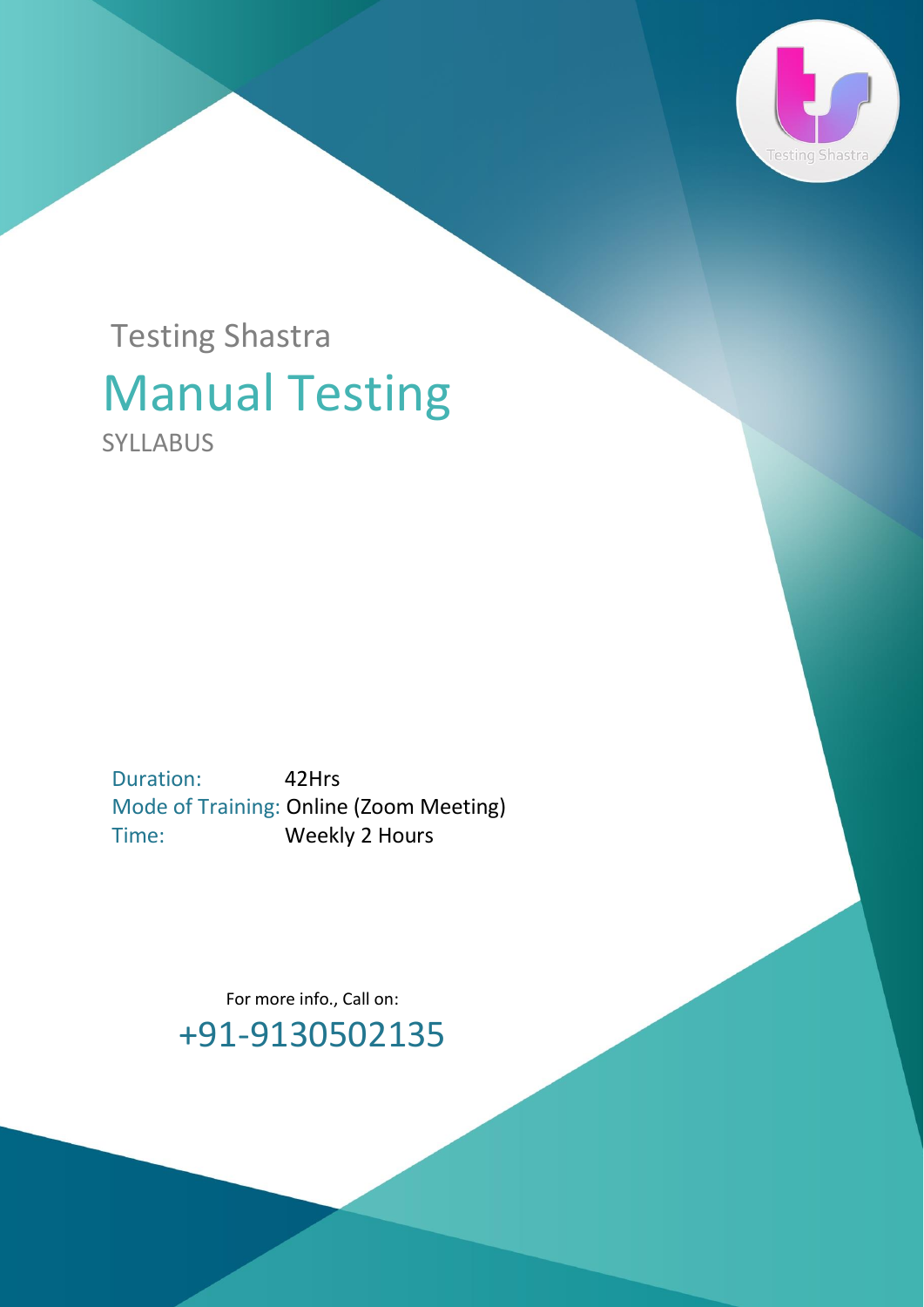Testing Shastra

# Manual Testing

SYLLABUS

Duration: 42Hrs
Mode of Training: Online (Zoom Meeting)
Time: Weekly 2 Hours

For more info., Call on:

+91-9130502135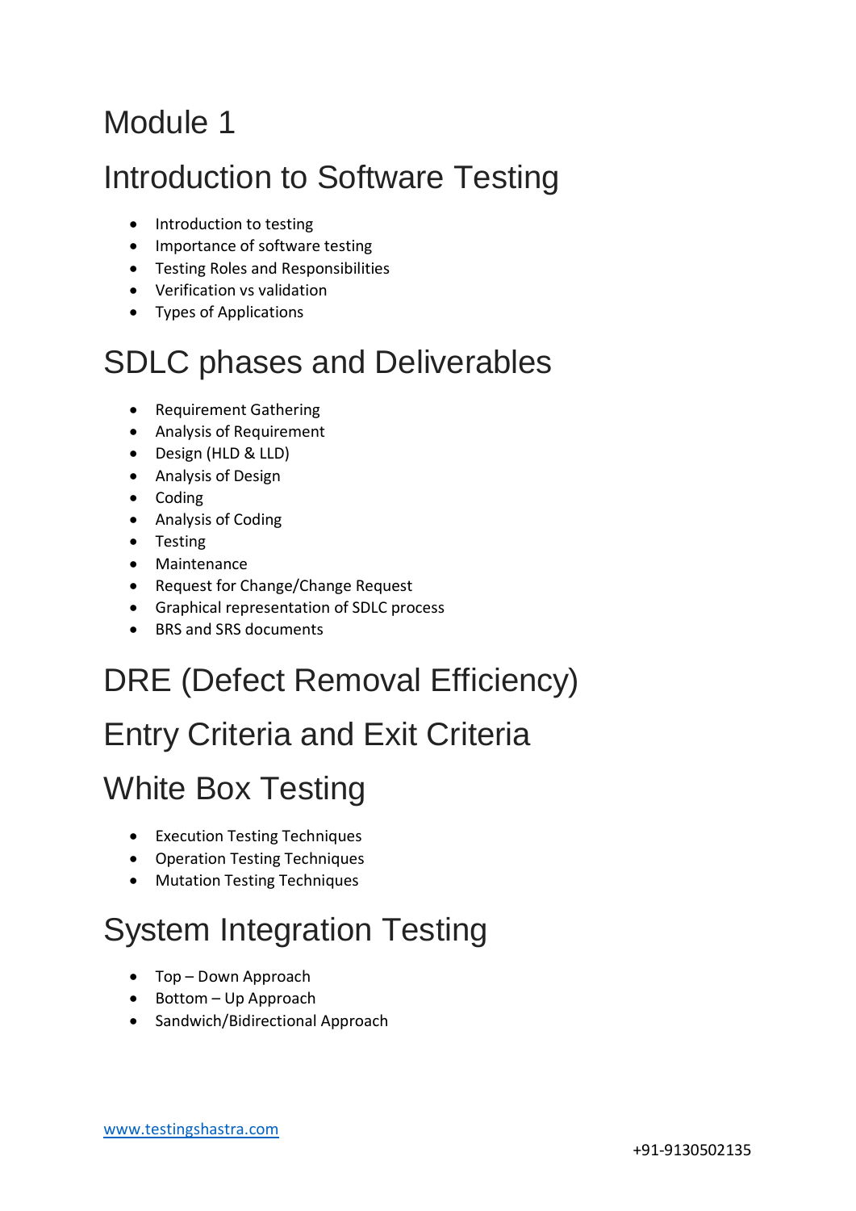# Module 1

## Introduction to Software Testing

- Introduction to testing
- Importance of software testing
- Testing Roles and Responsibilities
- Verification vs validation
- Types of Applications

## SDLC phases and Deliverables

- Requirement Gathering
- Analysis of Requirement
- Design (HLD & LLD)
- Analysis of Design
- Coding
- Analysis of Coding
- Testing
- Maintenance
- Request for Change/Change Request
- Graphical representation of SDLC process
- BRS and SRS documents

## DRE (Defect Removal Efficiency)

## Entry Criteria and Exit Criteria

## White Box Testing

- Execution Testing Techniques
- Operation Testing Techniques
- Mutation Testing Techniques

## System Integration Testing

- Top – Down Approach
- Bottom – Up Approach
- Sandwich/Bidirectional Approach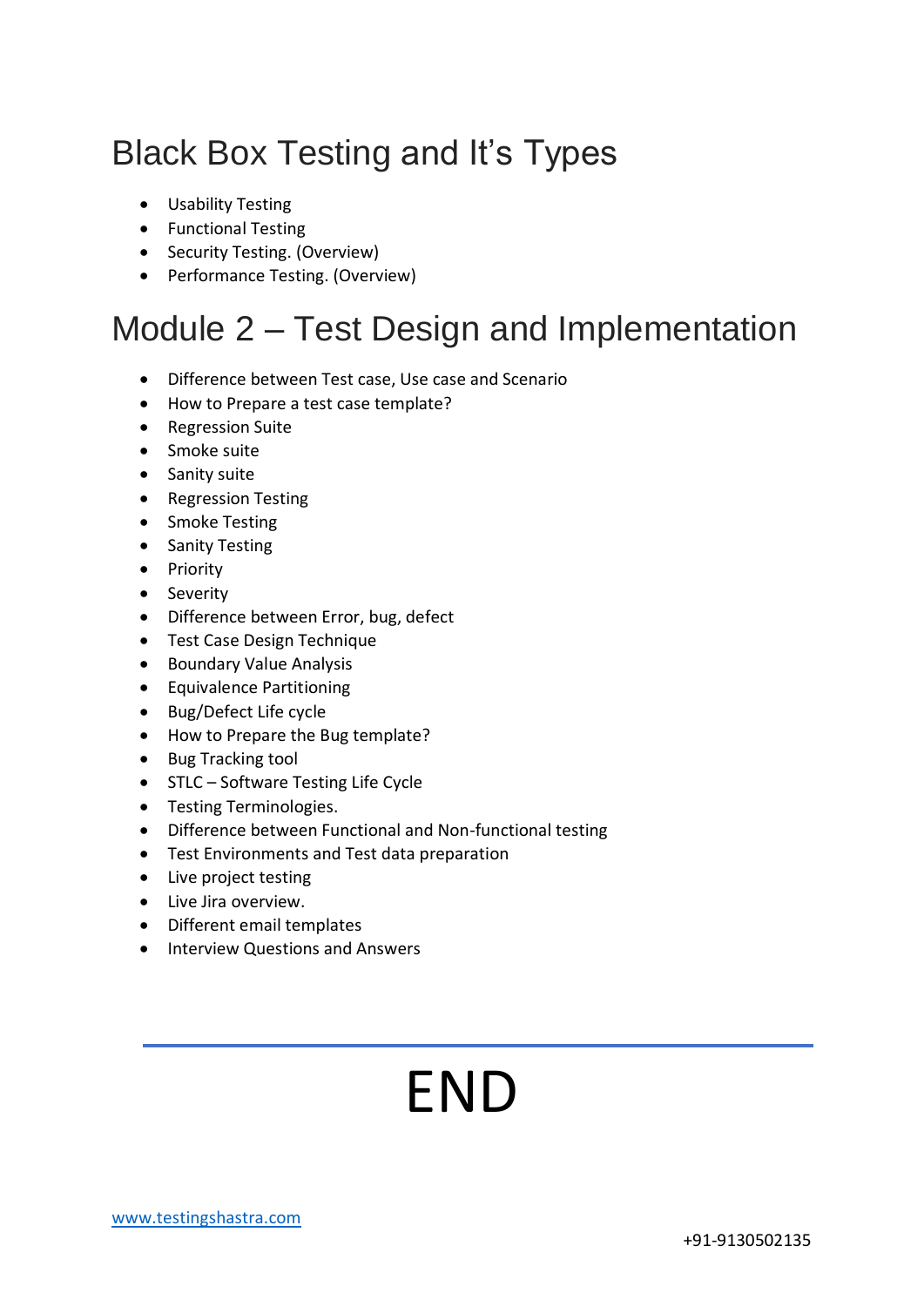# Black Box Testing and It's Types

- Usability Testing
- Functional Testing
- Security Testing. (Overview)
- Performance Testing. (Overview)

# Module 2 – Test Design and Implementation

- Difference between Test case, Use case and Scenario
- How to Prepare a test case template?
- Regression Suite
- Smoke suite
- Sanity suite
- Regression Testing
- Smoke Testing
- Sanity Testing
- Priority
- Severity
- Difference between Error, bug, defect
- Test Case Design Technique
- Boundary Value Analysis
- Equivalence Partitioning
- Bug/Defect Life cycle
- How to Prepare the Bug template?
- Bug Tracking tool
- STLC – Software Testing Life Cycle
- Testing Terminologies.
- Difference between Functional and Non-functional testing
- Test Environments and Test data preparation
- Live project testing
- Live Jira overview.
- Different email templates
- Interview Questions and Answers

---

# END

www.testingshastra.com

+91-9130502135